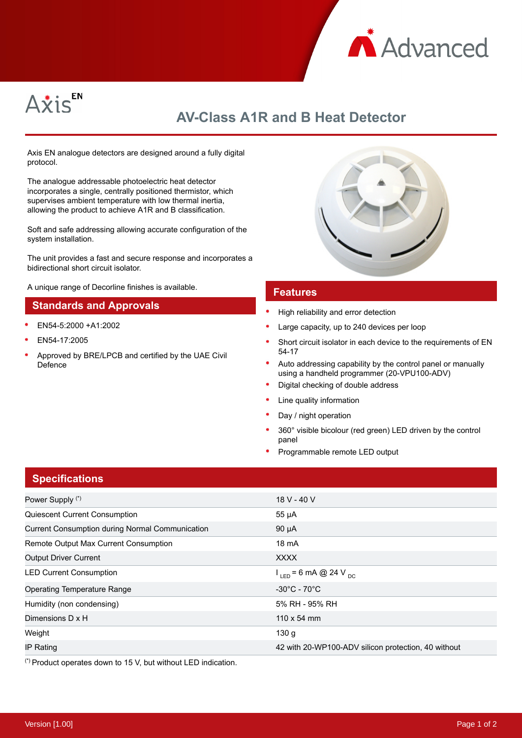Advanced

Axis EN

# AV-Class A1R and B Heat Detector

Axis EN analogue detectors are designed around a fully digital protocol.

The analogue addressable photoelectric heat detector incorporates a single, centrally positioned thermistor, which supervises ambient temperature with low thermal inertia, allowing the product to achieve A1R and B classification.

Soft and safe addressing allowing accurate configuration of the system installation.

The unit provides a fast and secure response and incorporates a bidirectional short circuit isolator.

A unique range of Decorline finishes is available.

## Standards and Approvals

- EN54-5:2000 +A1:2002
- EN54-17:2005
- Approved by BRE/LPCB and certified by the UAE Civil Defence

## Features

- High reliability and error detection
- Large capacity, up to 240 devices per loop
- Short circuit isolator in each device to the requirements of EN 54-17
- Auto addressing capability by the control panel or manually using a handheld programmer (20-VPU100-ADV)
- Digital checking of double address
- Line quality information
- Day / night operation
- 360° visible bicolour (red green) LED driven by the control panel
- Programmable remote LED output

## Specifications

| | |
|---|---|
| Power Supply (*) | 18 V - 40 V |
| Quiescent Current Consumption | 55 µA |
| Current Consumption during Normal Communication | 90 µA |
| Remote Output Max Current Consumption | 18 mA |
| Output Driver Current | XXXX |
| LED Current Consumption | $I_{LED}$ = 6 mA @ 24 $V_{DC}$ |
| Operating Temperature Range | -30°C - 70°C |
| Humidity (non condensing) | 5% RH - 95% RH |
| Dimensions D x H | 110 x 54 mm |
| Weight | 130 g |
| IP Rating | 42 with 20-WP100-ADV silicon protection, 40 without |

(*) Product operates down to 15 V, but without LED indication.

Version [1.00]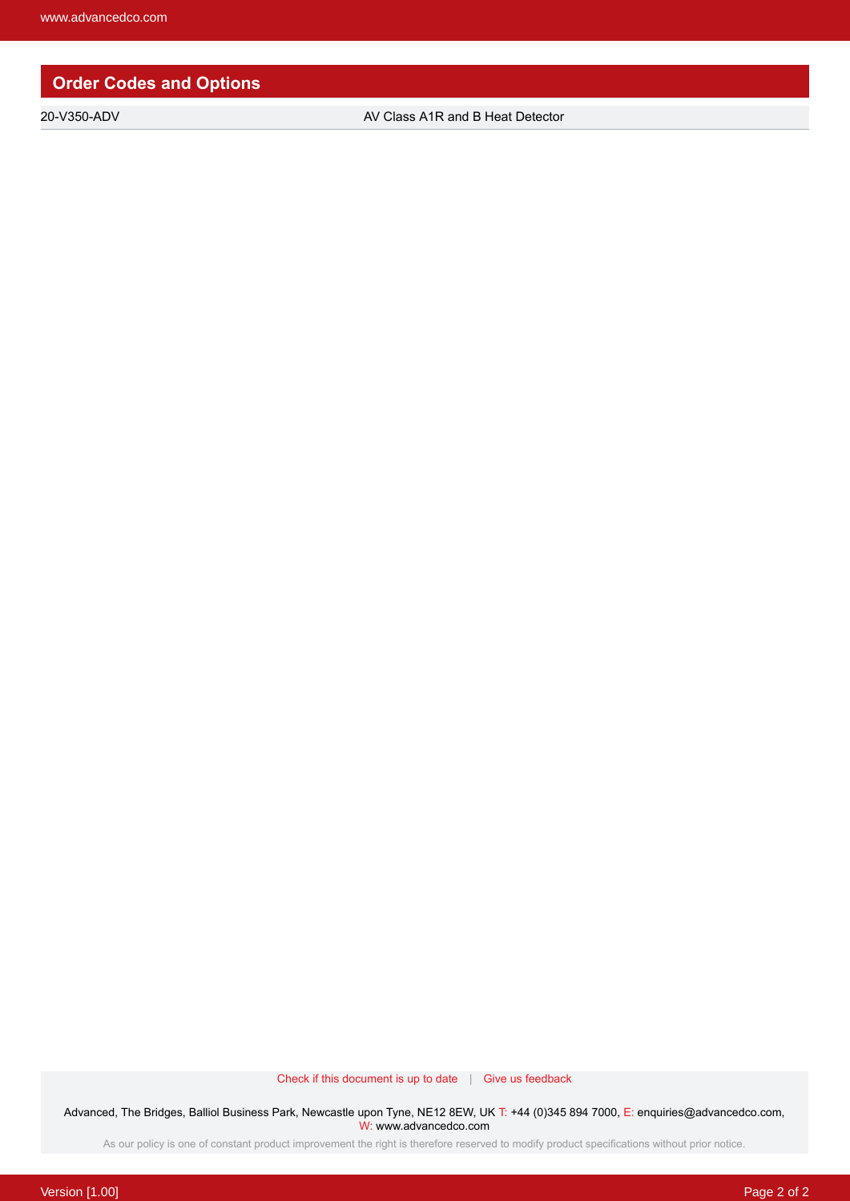## Order Codes and Options

| | |
|---|---|
| 20-V350-ADV | AV Class A1R and B Heat Detector |

Check if this document is up to date | Give us feedback

Advanced, The Bridges, Balliol Business Park, Newcastle upon Tyne, NE12 8EW, UK T: +44 (0)345 894 7000, E: enquiries@advancedco.com, W: www.advancedco.com

As our policy is one of constant product improvement the right is therefore reserved to modify product specifications without prior notice.

Version [1.00]